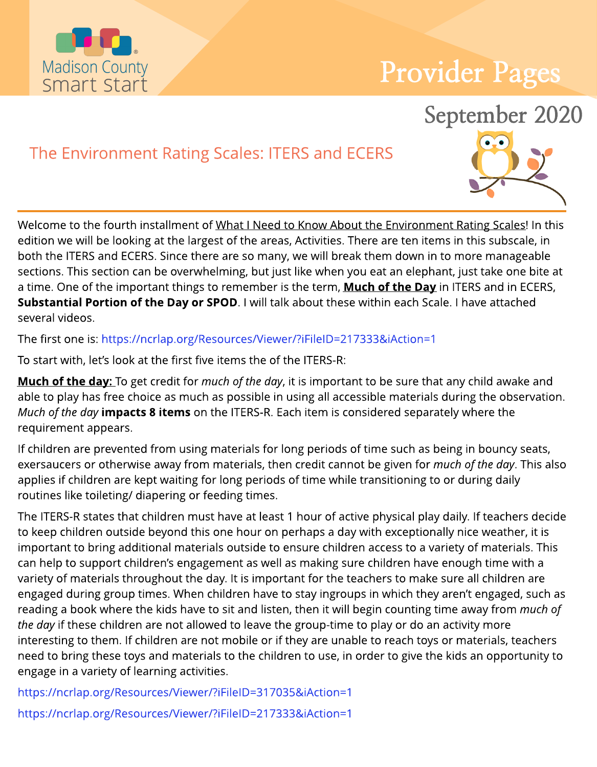Madison County Smart Start

# Provider Pages

September 2020

## The Environment Rating Scales: ITERS and ECERS

Welcome to the fourth installment of What I Need to Know About the Environment Rating Scales! In this edition we will be looking at the largest of the areas, Activities. There are ten items in this subscale, in both the ITERS and ECERS. Since there are so many, we will break them down in to more manageable sections. This section can be overwhelming, but just like when you eat an elephant, just take one bite at a time. One of the important things to remember is the term, **Much of the Day** in ITERS and in ECERS, **Substantial Portion of the Day or SPOD**. I will talk about these within each Scale. I have attached several videos.

The first one is: https://ncrlap.org/Resources/Viewer/?iFileID=217333&iAction=1

To start with, let's look at the first five items the of the ITERS-R:

**Much of the day:** To get credit for *much of the day*, it is important to be sure that any child awake and able to play has free choice as much as possible in using all accessible materials during the observation. *Much of the day* **impacts 8 items** on the ITERS-R. Each item is considered separately where the requirement appears.

If children are prevented from using materials for long periods of time such as being in bouncy seats, exersaucers or otherwise away from materials, then credit cannot be given for *much of the day*. This also applies if children are kept waiting for long periods of time while transitioning to or during daily routines like toileting/ diapering or feeding times.

The ITERS-R states that children must have at least 1 hour of active physical play daily. If teachers decide to keep children outside beyond this one hour on perhaps a day with exceptionally nice weather, it is important to bring additional materials outside to ensure children access to a variety of materials. This can help to support children's engagement as well as making sure children have enough time with a variety of materials throughout the day. It is important for the teachers to make sure all children are engaged during group times. When children have to stay ingroups in which they aren't engaged, such as reading a book where the kids have to sit and listen, then it will begin counting time away from *much of the day* if these children are not allowed to leave the group-time to play or do an activity more interesting to them. If children are not mobile or if they are unable to reach toys or materials, teachers need to bring these toys and materials to the children to use, in order to give the kids an opportunity to engage in a variety of learning activities.

https://ncrlap.org/Resources/Viewer/?iFileID=317035&iAction=1

https://ncrlap.org/Resources/Viewer/?iFileID=217333&iAction=1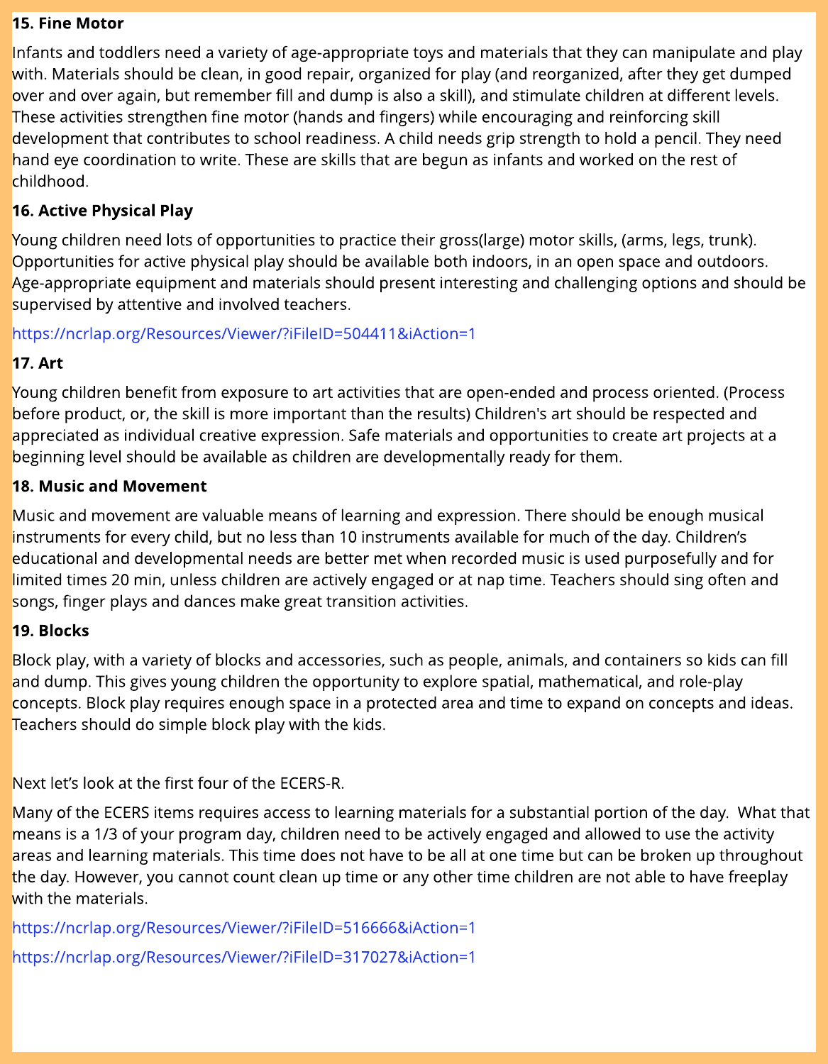**15. Fine Motor**

Infants and toddlers need a variety of age-appropriate toys and materials that they can manipulate and play with. Materials should be clean, in good repair, organized for play (and reorganized, after they get dumped over and over again, but remember fill and dump is also a skill), and stimulate children at different levels. These activities strengthen fine motor (hands and fingers) while encouraging and reinforcing skill development that contributes to school readiness. A child needs grip strength to hold a pencil. They need hand eye coordination to write. These are skills that are begun as infants and worked on the rest of childhood.

**16. Active Physical Play**

Young children need lots of opportunities to practice their gross(large) motor skills, (arms, legs, trunk). Opportunities for active physical play should be available both indoors, in an open space and outdoors. Age-appropriate equipment and materials should present interesting and challenging options and should be supervised by attentive and involved teachers.

https://ncrlap.org/Resources/Viewer/?iFileID=504411&iAction=1

**17. Art**

Young children benefit from exposure to art activities that are open-ended and process oriented. (Process before product, or, the skill is more important than the results) Children's art should be respected and appreciated as individual creative expression. Safe materials and opportunities to create art projects at a beginning level should be available as children are developmentally ready for them.

**18. Music and Movement**

Music and movement are valuable means of learning and expression. There should be enough musical instruments for every child, but no less than 10 instruments available for much of the day. Children's educational and developmental needs are better met when recorded music is used purposefully and for limited times 20 min, unless children are actively engaged or at nap time. Teachers should sing often and songs, finger plays and dances make great transition activities.

**19. Blocks**

Block play, with a variety of blocks and accessories, such as people, animals, and containers so kids can fill and dump. This gives young children the opportunity to explore spatial, mathematical, and role-play concepts. Block play requires enough space in a protected area and time to expand on concepts and ideas. Teachers should do simple block play with the kids.

Next let's look at the first four of the ECERS-R.

Many of the ECERS items requires access to learning materials for a substantial portion of the day. What that means is a 1/3 of your program day, children need to be actively engaged and allowed to use the activity areas and learning materials. This time does not have to be all at one time but can be broken up throughout the day. However, you cannot count clean up time or any other time children are not able to have freeplay with the materials.

https://ncrlap.org/Resources/Viewer/?iFileID=516666&iAction=1

https://ncrlap.org/Resources/Viewer/?iFileID=317027&iAction=1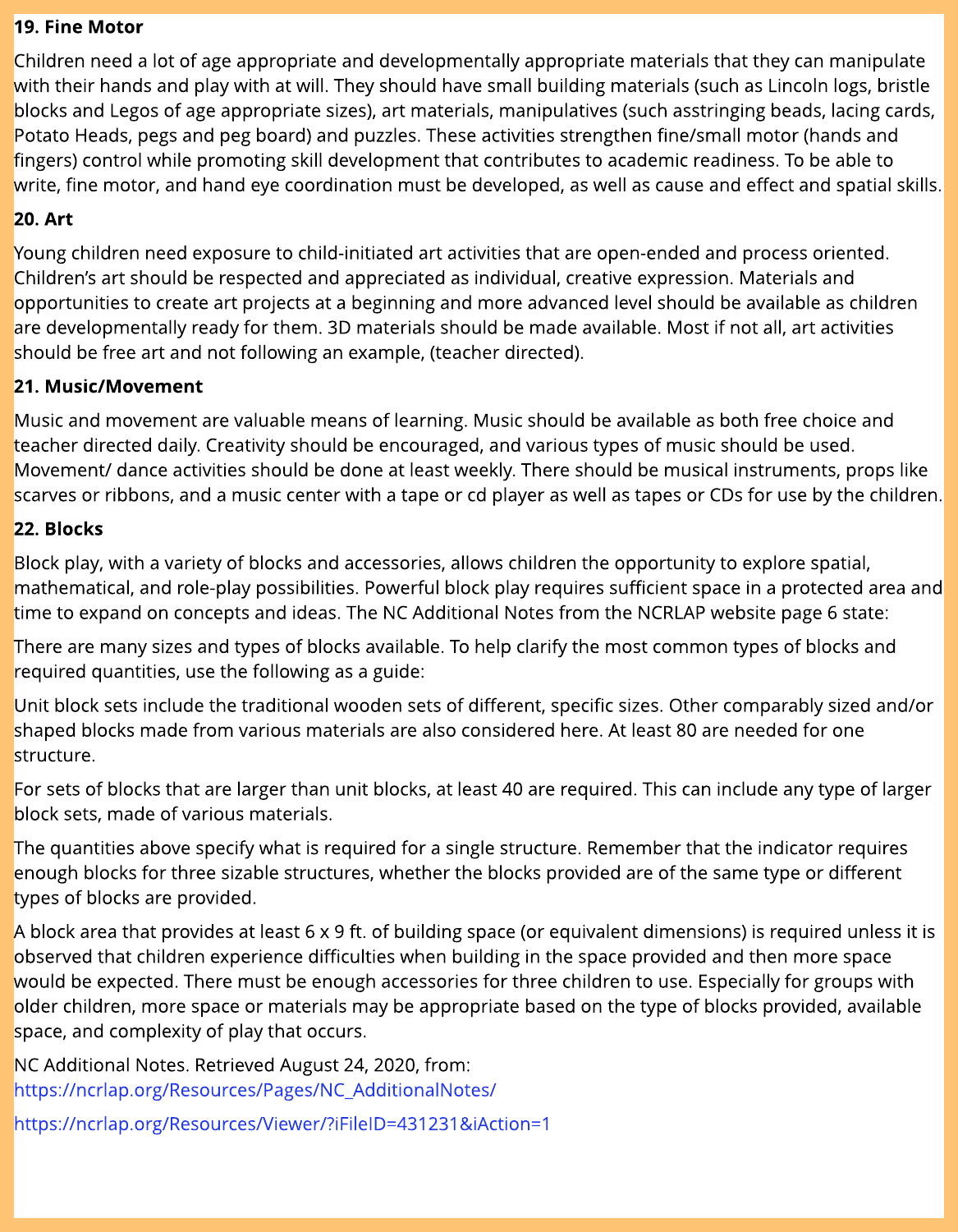**19. Fine Motor**

Children need a lot of age appropriate and developmentally appropriate materials that they can manipulate with their hands and play with at will. They should have small building materials (such as Lincoln logs, bristle blocks and Legos of age appropriate sizes), art materials, manipulatives (such asstringing beads, lacing cards, Potato Heads, pegs and peg board) and puzzles. These activities strengthen fine/small motor (hands and fingers) control while promoting skill development that contributes to academic readiness. To be able to write, fine motor, and hand eye coordination must be developed, as well as cause and effect and spatial skills.

**20. Art**

Young children need exposure to child-initiated art activities that are open-ended and process oriented. Children's art should be respected and appreciated as individual, creative expression. Materials and opportunities to create art projects at a beginning and more advanced level should be available as children are developmentally ready for them. 3D materials should be made available. Most if not all, art activities should be free art and not following an example, (teacher directed).

**21. Music/Movement**

Music and movement are valuable means of learning. Music should be available as both free choice and teacher directed daily. Creativity should be encouraged, and various types of music should be used. Movement/ dance activities should be done at least weekly. There should be musical instruments, props like scarves or ribbons, and a music center with a tape or cd player as well as tapes or CDs for use by the children.

**22. Blocks**

Block play, with a variety of blocks and accessories, allows children the opportunity to explore spatial, mathematical, and role-play possibilities. Powerful block play requires sufficient space in a protected area and time to expand on concepts and ideas. The NC Additional Notes from the NCRLAP website page 6 state:

There are many sizes and types of blocks available. To help clarify the most common types of blocks and required quantities, use the following as a guide:

Unit block sets include the traditional wooden sets of different, specific sizes. Other comparably sized and/or shaped blocks made from various materials are also considered here. At least 80 are needed for one structure.

For sets of blocks that are larger than unit blocks, at least 40 are required. This can include any type of larger block sets, made of various materials.

The quantities above specify what is required for a single structure. Remember that the indicator requires enough blocks for three sizable structures, whether the blocks provided are of the same type or different types of blocks are provided.

A block area that provides at least 6 x 9 ft. of building space (or equivalent dimensions) is required unless it is observed that children experience difficulties when building in the space provided and then more space would be expected. There must be enough accessories for three children to use. Especially for groups with older children, more space or materials may be appropriate based on the type of blocks provided, available space, and complexity of play that occurs.

NC Additional Notes. Retrieved August 24, 2020, from:
https://ncrlap.org/Resources/Pages/NC_AdditionalNotes/

https://ncrlap.org/Resources/Viewer/?iFileID=431231&iAction=1